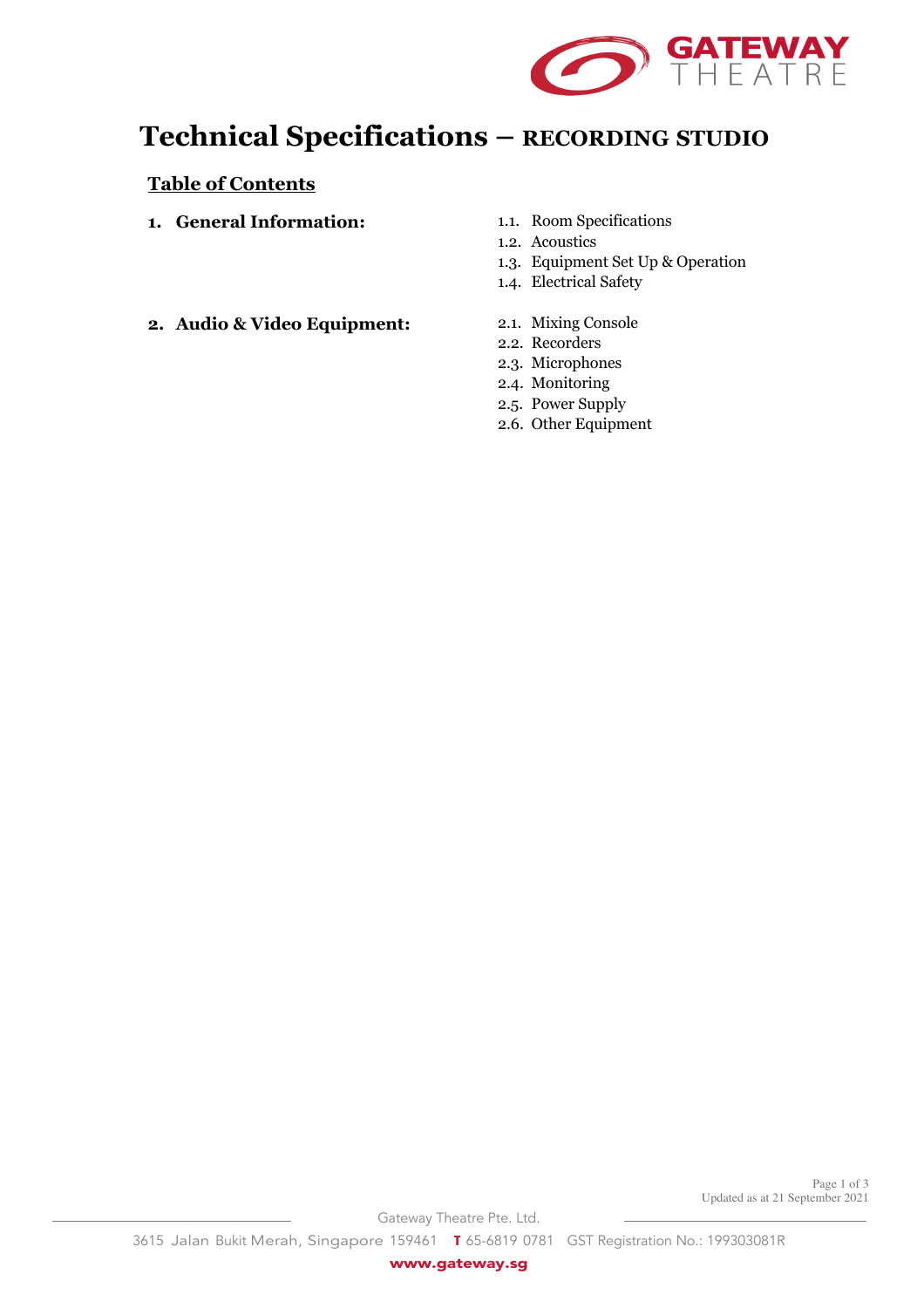# Technical Specifications – RECORDING STUDIO

## Table of Contents

1. **General Information:**
   - 1.1. Room Specifications
   - 1.2. Acoustics
   - 1.3. Equipment Set Up & Operation
   - 1.4. Electrical Safety

2. **Audio & Video Equipment:**
   - 2.1. Mixing Console
   - 2.2. Recorders
   - 2.3. Microphones
   - 2.4. Monitoring
   - 2.5. Power Supply
   - 2.6. Other Equipment

Updated as at 21 September 2021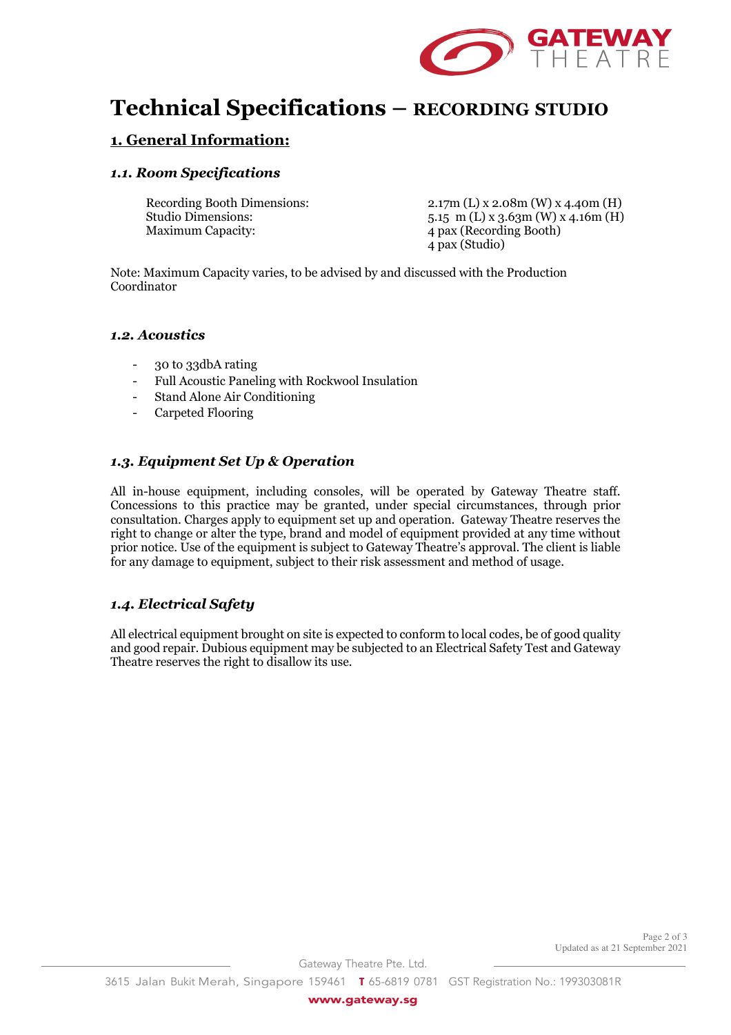# Technical Specifications – RECORDING STUDIO

## 1. General Information:

### 1.1. Room Specifications

| | |
|---|---|
| Recording Booth Dimensions: | 2.17m (L) x 2.08m (W) x 4.40m (H) |
| Studio Dimensions: | 5.15 m (L) x 3.63m (W) x 4.16m (H) |
| Maximum Capacity: | 4 pax (Recording Booth) |
| | 4 pax (Studio) |

Note: Maximum Capacity varies, to be advised by and discussed with the Production Coordinator

### 1.2. Acoustics

- 30 to 33dbA rating
- Full Acoustic Paneling with Rockwool Insulation
- Stand Alone Air Conditioning
- Carpeted Flooring

### 1.3. Equipment Set Up & Operation

All in-house equipment, including consoles, will be operated by Gateway Theatre staff. Concessions to this practice may be granted, under special circumstances, through prior consultation. Charges apply to equipment set up and operation. Gateway Theatre reserves the right to change or alter the type, brand and model of equipment provided at any time without prior notice. Use of the equipment is subject to Gateway Theatre's approval. The client is liable for any damage to equipment, subject to their risk assessment and method of usage.

### 1.4. Electrical Safety

All electrical equipment brought on site is expected to conform to local codes, be of good quality and good repair. Dubious equipment may be subjected to an Electrical Safety Test and Gateway Theatre reserves the right to disallow its use.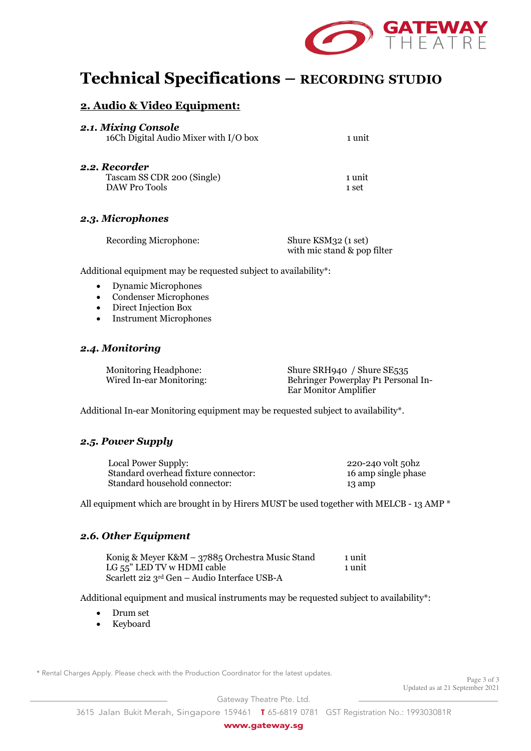# Technical Specifications – RECORDING STUDIO

## 2. Audio & Video Equipment:

### *2.1. Mixing Console*

| | |
|---|---|
| 16Ch Digital Audio Mixer with I/O box | 1 unit |

### *2.2. Recorder*

| | |
|---|---|
| Tascam SS CDR 200 (Single) | 1 unit |
| DAW Pro Tools | 1 set |

### *2.3. Microphones*

| | |
|---|---|
| Recording Microphone: | Shure KSM32 (1 set) with mic stand & pop filter |

Additional equipment may be requested subject to availability*:

- Dynamic Microphones
- Condenser Microphones
- Direct Injection Box
- Instrument Microphones

### *2.4. Monitoring*

| | |
|---|---|
| Monitoring Headphone: | Shure SRH940 / Shure SE535 |
| Wired In-ear Monitoring: | Behringer Powerplay P1 Personal In-Ear Monitor Amplifier |

Additional In-ear Monitoring equipment may be requested subject to availability*.

### *2.5. Power Supply*

| | |
|---|---|
| Local Power Supply: | 220-240 volt 50hz |
| Standard overhead fixture connector: | 16 amp single phase |
| Standard household connector: | 13 amp |

All equipment which are brought in by Hirers MUST be used together with MELCB - 13 AMP *

### *2.6. Other Equipment*

| | |
|---|---|
| Konig & Meyer K&M – 37885 Orchestra Music Stand | 1 unit |
| LG 55" LED TV w HDMI cable | 1 unit |
| Scarlett 2i2 3rd Gen – Audio Interface USB-A | |

Additional equipment and musical instruments may be requested subject to availability*:

- Drum set
- Keyboard

\* Rental Charges Apply. Please check with the Production Coordinator for the latest updates.

Updated as at 21 September 2021